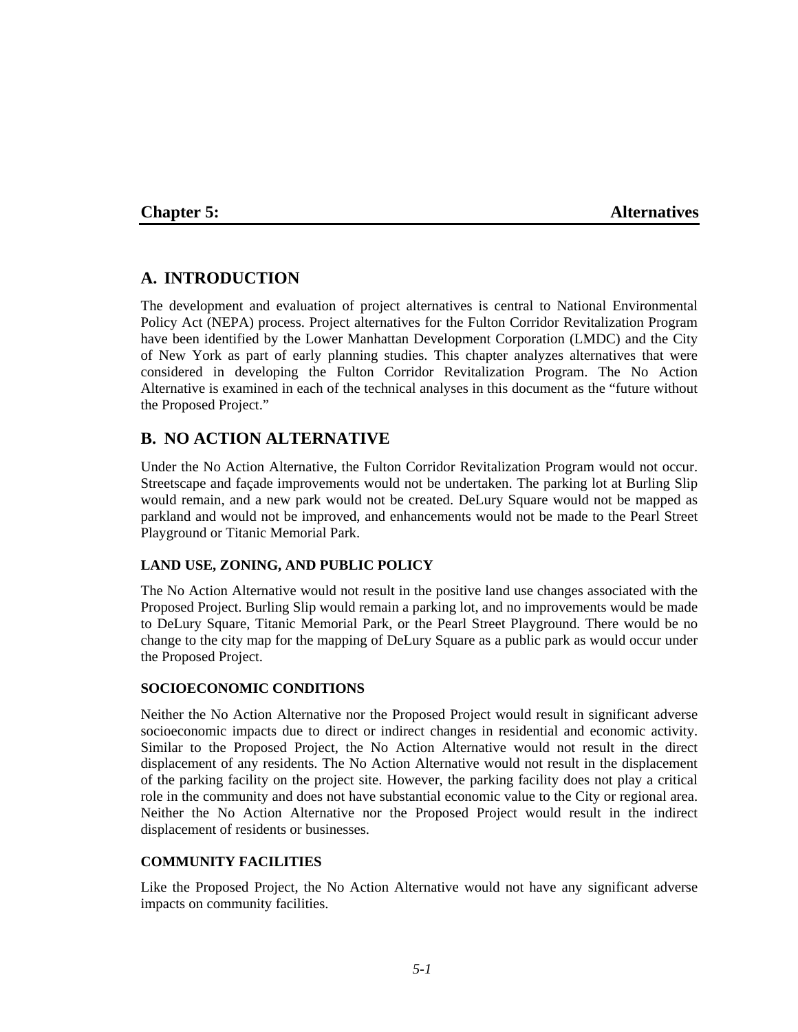# Chapter 5: Alternatives

## A. INTRODUCTION

The development and evaluation of project alternatives is central to National Environmental Policy Act (NEPA) process. Project alternatives for the Fulton Corridor Revitalization Program have been identified by the Lower Manhattan Development Corporation (LMDC) and the City of New York as part of early planning studies. This chapter analyzes alternatives that were considered in developing the Fulton Corridor Revitalization Program. The No Action Alternative is examined in each of the technical analyses in this document as the "future without the Proposed Project."

## B. NO ACTION ALTERNATIVE

Under the No Action Alternative, the Fulton Corridor Revitalization Program would not occur. Streetscape and façade improvements would not be undertaken. The parking lot at Burling Slip would remain, and a new park would not be created. DeLury Square would not be mapped as parkland and would not be improved, and enhancements would not be made to the Pearl Street Playground or Titanic Memorial Park.

### LAND USE, ZONING, AND PUBLIC POLICY

The No Action Alternative would not result in the positive land use changes associated with the Proposed Project. Burling Slip would remain a parking lot, and no improvements would be made to DeLury Square, Titanic Memorial Park, or the Pearl Street Playground. There would be no change to the city map for the mapping of DeLury Square as a public park as would occur under the Proposed Project.

### SOCIOECONOMIC CONDITIONS

Neither the No Action Alternative nor the Proposed Project would result in significant adverse socioeconomic impacts due to direct or indirect changes in residential and economic activity. Similar to the Proposed Project, the No Action Alternative would not result in the direct displacement of any residents. The No Action Alternative would not result in the displacement of the parking facility on the project site. However, the parking facility does not play a critical role in the community and does not have substantial economic value to the City or regional area. Neither the No Action Alternative nor the Proposed Project would result in the indirect displacement of residents or businesses.

### COMMUNITY FACILITIES

Like the Proposed Project, the No Action Alternative would not have any significant adverse impacts on community facilities.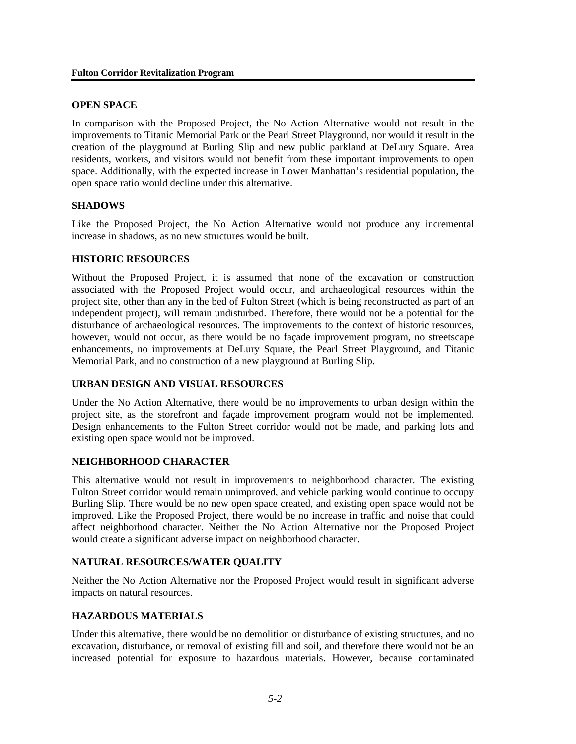## OPEN SPACE

In comparison with the Proposed Project, the No Action Alternative would not result in the improvements to Titanic Memorial Park or the Pearl Street Playground, nor would it result in the creation of the playground at Burling Slip and new public parkland at DeLury Square. Area residents, workers, and visitors would not benefit from these important improvements to open space. Additionally, with the expected increase in Lower Manhattan's residential population, the open space ratio would decline under this alternative.

## SHADOWS

Like the Proposed Project, the No Action Alternative would not produce any incremental increase in shadows, as no new structures would be built.

## HISTORIC RESOURCES

Without the Proposed Project, it is assumed that none of the excavation or construction associated with the Proposed Project would occur, and archaeological resources within the project site, other than any in the bed of Fulton Street (which is being reconstructed as part of an independent project), will remain undisturbed. Therefore, there would not be a potential for the disturbance of archaeological resources. The improvements to the context of historic resources, however, would not occur, as there would be no façade improvement program, no streetscape enhancements, no improvements at DeLury Square, the Pearl Street Playground, and Titanic Memorial Park, and no construction of a new playground at Burling Slip.

## URBAN DESIGN AND VISUAL RESOURCES

Under the No Action Alternative, there would be no improvements to urban design within the project site, as the storefront and façade improvement program would not be implemented. Design enhancements to the Fulton Street corridor would not be made, and parking lots and existing open space would not be improved.

## NEIGHBORHOOD CHARACTER

This alternative would not result in improvements to neighborhood character. The existing Fulton Street corridor would remain unimproved, and vehicle parking would continue to occupy Burling Slip. There would be no new open space created, and existing open space would not be improved. Like the Proposed Project, there would be no increase in traffic and noise that could affect neighborhood character. Neither the No Action Alternative nor the Proposed Project would create a significant adverse impact on neighborhood character.

## NATURAL RESOURCES/WATER QUALITY

Neither the No Action Alternative nor the Proposed Project would result in significant adverse impacts on natural resources.

## HAZARDOUS MATERIALS

Under this alternative, there would be no demolition or disturbance of existing structures, and no excavation, disturbance, or removal of existing fill and soil, and therefore there would not be an increased potential for exposure to hazardous materials. However, because contaminated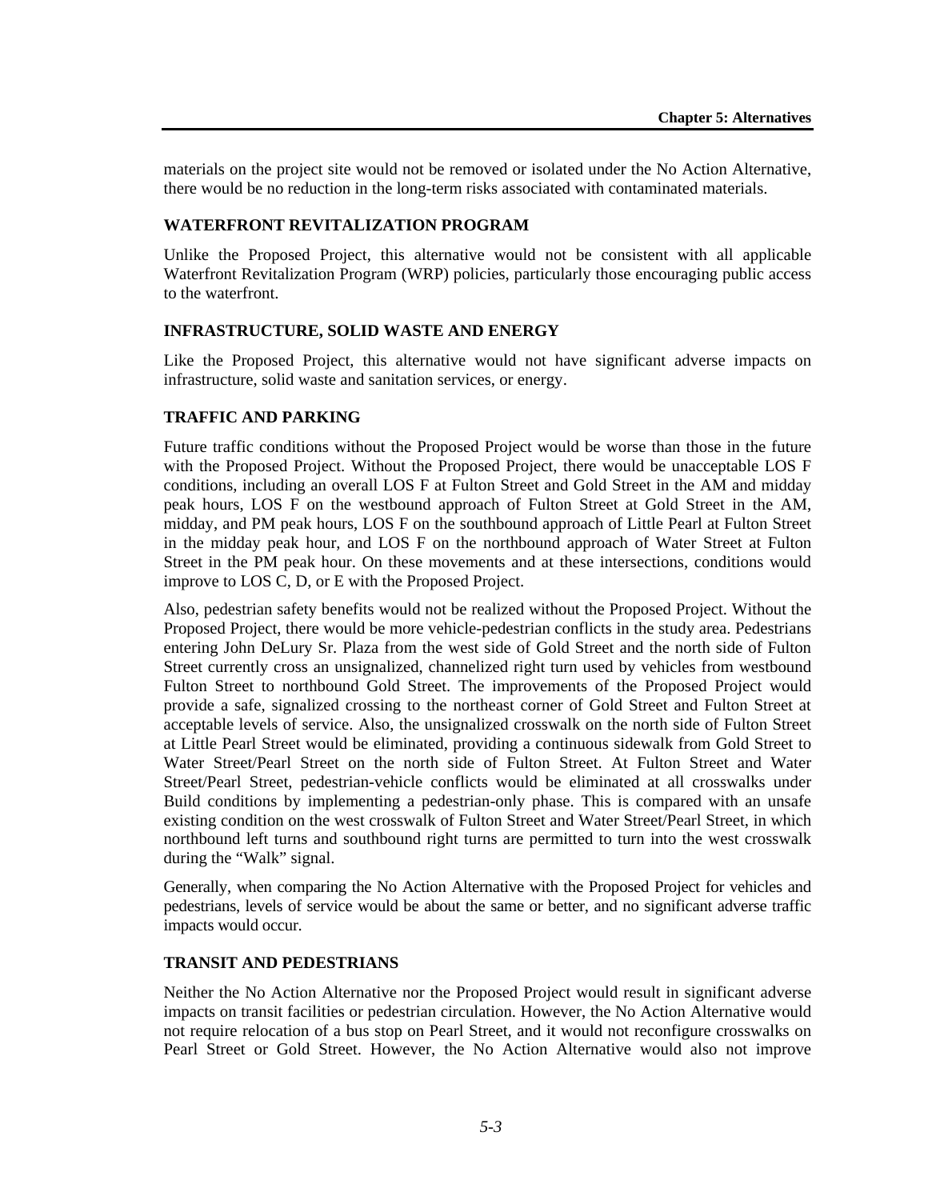materials on the project site would not be removed or isolated under the No Action Alternative, there would be no reduction in the long-term risks associated with contaminated materials.

### WATERFRONT REVITALIZATION PROGRAM

Unlike the Proposed Project, this alternative would not be consistent with all applicable Waterfront Revitalization Program (WRP) policies, particularly those encouraging public access to the waterfront.

### INFRASTRUCTURE, SOLID WASTE AND ENERGY

Like the Proposed Project, this alternative would not have significant adverse impacts on infrastructure, solid waste and sanitation services, or energy.

### TRAFFIC AND PARKING

Future traffic conditions without the Proposed Project would be worse than those in the future with the Proposed Project. Without the Proposed Project, there would be unacceptable LOS F conditions, including an overall LOS F at Fulton Street and Gold Street in the AM and midday peak hours, LOS F on the westbound approach of Fulton Street at Gold Street in the AM, midday, and PM peak hours, LOS F on the southbound approach of Little Pearl at Fulton Street in the midday peak hour, and LOS F on the northbound approach of Water Street at Fulton Street in the PM peak hour. On these movements and at these intersections, conditions would improve to LOS C, D, or E with the Proposed Project.

Also, pedestrian safety benefits would not be realized without the Proposed Project. Without the Proposed Project, there would be more vehicle-pedestrian conflicts in the study area. Pedestrians entering John DeLury Sr. Plaza from the west side of Gold Street and the north side of Fulton Street currently cross an unsignalized, channelized right turn used by vehicles from westbound Fulton Street to northbound Gold Street. The improvements of the Proposed Project would provide a safe, signalized crossing to the northeast corner of Gold Street and Fulton Street at acceptable levels of service. Also, the unsignalized crosswalk on the north side of Fulton Street at Little Pearl Street would be eliminated, providing a continuous sidewalk from Gold Street to Water Street/Pearl Street on the north side of Fulton Street. At Fulton Street and Water Street/Pearl Street, pedestrian-vehicle conflicts would be eliminated at all crosswalks under Build conditions by implementing a pedestrian-only phase. This is compared with an unsafe existing condition on the west crosswalk of Fulton Street and Water Street/Pearl Street, in which northbound left turns and southbound right turns are permitted to turn into the west crosswalk during the "Walk" signal.

Generally, when comparing the No Action Alternative with the Proposed Project for vehicles and pedestrians, levels of service would be about the same or better, and no significant adverse traffic impacts would occur.

### TRANSIT AND PEDESTRIANS

Neither the No Action Alternative nor the Proposed Project would result in significant adverse impacts on transit facilities or pedestrian circulation. However, the No Action Alternative would not require relocation of a bus stop on Pearl Street, and it would not reconfigure crosswalks on Pearl Street or Gold Street. However, the No Action Alternative would also not improve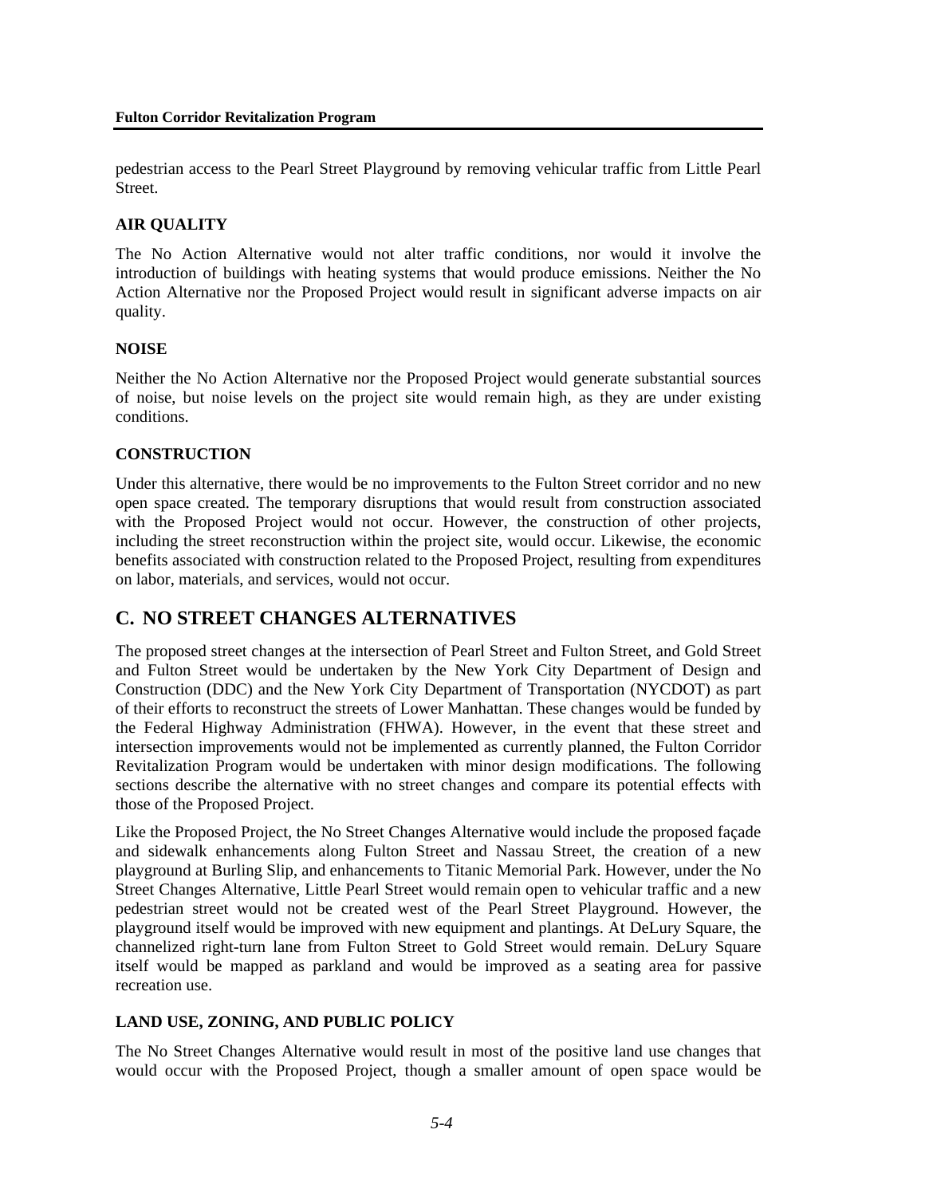pedestrian access to the Pearl Street Playground by removing vehicular traffic from Little Pearl Street.

### AIR QUALITY

The No Action Alternative would not alter traffic conditions, nor would it involve the introduction of buildings with heating systems that would produce emissions. Neither the No Action Alternative nor the Proposed Project would result in significant adverse impacts on air quality.

### NOISE

Neither the No Action Alternative nor the Proposed Project would generate substantial sources of noise, but noise levels on the project site would remain high, as they are under existing conditions.

### CONSTRUCTION

Under this alternative, there would be no improvements to the Fulton Street corridor and no new open space created. The temporary disruptions that would result from construction associated with the Proposed Project would not occur. However, the construction of other projects, including the street reconstruction within the project site, would occur. Likewise, the economic benefits associated with construction related to the Proposed Project, resulting from expenditures on labor, materials, and services, would not occur.

## C. NO STREET CHANGES ALTERNATIVES

The proposed street changes at the intersection of Pearl Street and Fulton Street, and Gold Street and Fulton Street would be undertaken by the New York City Department of Design and Construction (DDC) and the New York City Department of Transportation (NYCDOT) as part of their efforts to reconstruct the streets of Lower Manhattan. These changes would be funded by the Federal Highway Administration (FHWA). However, in the event that these street and intersection improvements would not be implemented as currently planned, the Fulton Corridor Revitalization Program would be undertaken with minor design modifications. The following sections describe the alternative with no street changes and compare its potential effects with those of the Proposed Project.

Like the Proposed Project, the No Street Changes Alternative would include the proposed façade and sidewalk enhancements along Fulton Street and Nassau Street, the creation of a new playground at Burling Slip, and enhancements to Titanic Memorial Park. However, under the No Street Changes Alternative, Little Pearl Street would remain open to vehicular traffic and a new pedestrian street would not be created west of the Pearl Street Playground. However, the playground itself would be improved with new equipment and plantings. At DeLury Square, the channelized right-turn lane from Fulton Street to Gold Street would remain. DeLury Square itself would be mapped as parkland and would be improved as a seating area for passive recreation use.

### LAND USE, ZONING, AND PUBLIC POLICY

The No Street Changes Alternative would result in most of the positive land use changes that would occur with the Proposed Project, though a smaller amount of open space would be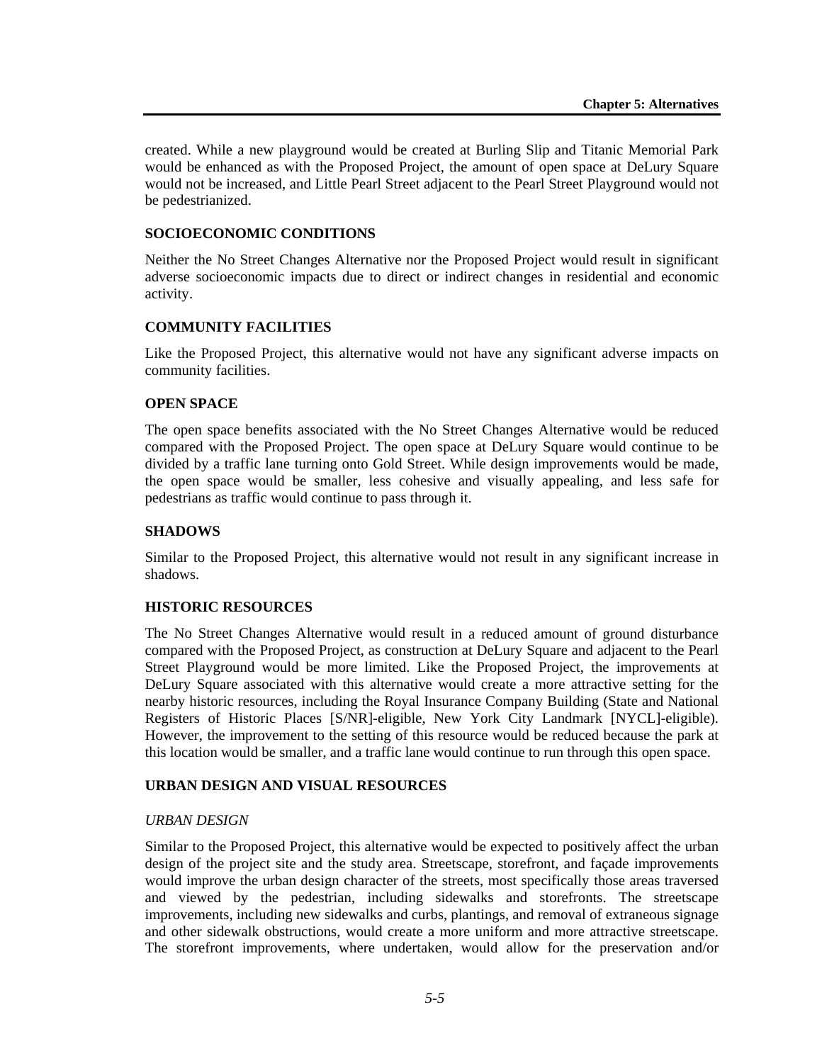created. While a new playground would be created at Burling Slip and Titanic Memorial Park would be enhanced as with the Proposed Project, the amount of open space at DeLury Square would not be increased, and Little Pearl Street adjacent to the Pearl Street Playground would not be pedestrianized.

### SOCIOECONOMIC CONDITIONS

Neither the No Street Changes Alternative nor the Proposed Project would result in significant adverse socioeconomic impacts due to direct or indirect changes in residential and economic activity.

### COMMUNITY FACILITIES

Like the Proposed Project, this alternative would not have any significant adverse impacts on community facilities.

### OPEN SPACE

The open space benefits associated with the No Street Changes Alternative would be reduced compared with the Proposed Project. The open space at DeLury Square would continue to be divided by a traffic lane turning onto Gold Street. While design improvements would be made, the open space would be smaller, less cohesive and visually appealing, and less safe for pedestrians as traffic would continue to pass through it.

### SHADOWS

Similar to the Proposed Project, this alternative would not result in any significant increase in shadows.

### HISTORIC RESOURCES

The No Street Changes Alternative would result in a reduced amount of ground disturbance compared with the Proposed Project, as construction at DeLury Square and adjacent to the Pearl Street Playground would be more limited. Like the Proposed Project, the improvements at DeLury Square associated with this alternative would create a more attractive setting for the nearby historic resources, including the Royal Insurance Company Building (State and National Registers of Historic Places [S/NR]-eligible, New York City Landmark [NYCL]-eligible). However, the improvement to the setting of this resource would be reduced because the park at this location would be smaller, and a traffic lane would continue to run through this open space.

### URBAN DESIGN AND VISUAL RESOURCES

#### *URBAN DESIGN*

Similar to the Proposed Project, this alternative would be expected to positively affect the urban design of the project site and the study area. Streetscape, storefront, and façade improvements would improve the urban design character of the streets, most specifically those areas traversed and viewed by the pedestrian, including sidewalks and storefronts. The streetscape improvements, including new sidewalks and curbs, plantings, and removal of extraneous signage and other sidewalk obstructions, would create a more uniform and more attractive streetscape. The storefront improvements, where undertaken, would allow for the preservation and/or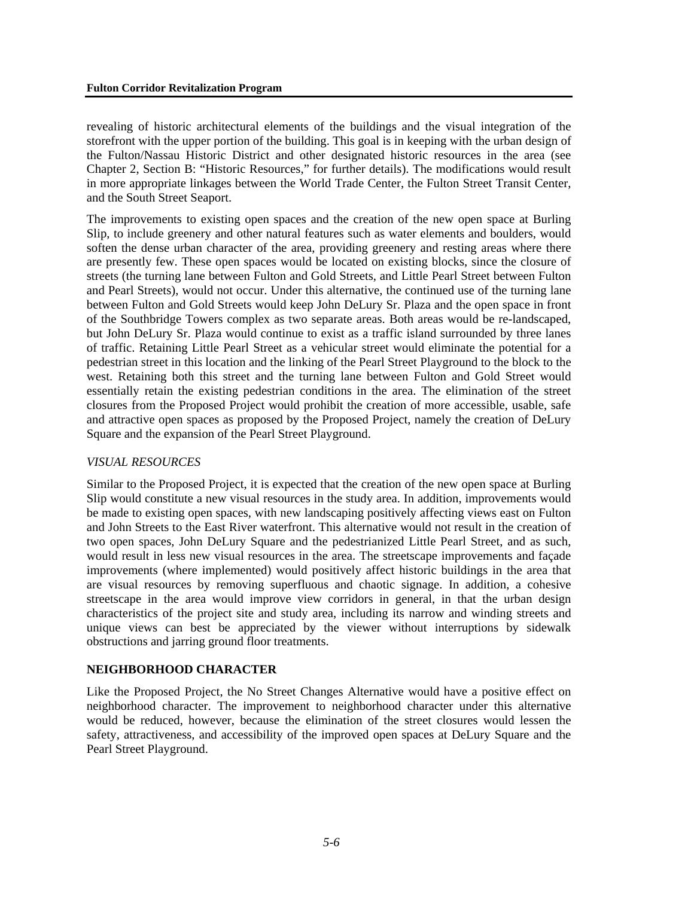revealing of historic architectural elements of the buildings and the visual integration of the storefront with the upper portion of the building. This goal is in keeping with the urban design of the Fulton/Nassau Historic District and other designated historic resources in the area (see Chapter 2, Section B: "Historic Resources," for further details). The modifications would result in more appropriate linkages between the World Trade Center, the Fulton Street Transit Center, and the South Street Seaport.

The improvements to existing open spaces and the creation of the new open space at Burling Slip, to include greenery and other natural features such as water elements and boulders, would soften the dense urban character of the area, providing greenery and resting areas where there are presently few. These open spaces would be located on existing blocks, since the closure of streets (the turning lane between Fulton and Gold Streets, and Little Pearl Street between Fulton and Pearl Streets), would not occur. Under this alternative, the continued use of the turning lane between Fulton and Gold Streets would keep John DeLury Sr. Plaza and the open space in front of the Southbridge Towers complex as two separate areas. Both areas would be re-landscaped, but John DeLury Sr. Plaza would continue to exist as a traffic island surrounded by three lanes of traffic. Retaining Little Pearl Street as a vehicular street would eliminate the potential for a pedestrian street in this location and the linking of the Pearl Street Playground to the block to the west. Retaining both this street and the turning lane between Fulton and Gold Street would essentially retain the existing pedestrian conditions in the area. The elimination of the street closures from the Proposed Project would prohibit the creation of more accessible, usable, safe and attractive open spaces as proposed by the Proposed Project, namely the creation of DeLury Square and the expansion of the Pearl Street Playground.

*VISUAL RESOURCES*

Similar to the Proposed Project, it is expected that the creation of the new open space at Burling Slip would constitute a new visual resources in the study area. In addition, improvements would be made to existing open spaces, with new landscaping positively affecting views east on Fulton and John Streets to the East River waterfront. This alternative would not result in the creation of two open spaces, John DeLury Square and the pedestrianized Little Pearl Street, and as such, would result in less new visual resources in the area. The streetscape improvements and façade improvements (where implemented) would positively affect historic buildings in the area that are visual resources by removing superfluous and chaotic signage. In addition, a cohesive streetscape in the area would improve view corridors in general, in that the urban design characteristics of the project site and study area, including its narrow and winding streets and unique views can best be appreciated by the viewer without interruptions by sidewalk obstructions and jarring ground floor treatments.

## NEIGHBORHOOD CHARACTER

Like the Proposed Project, the No Street Changes Alternative would have a positive effect on neighborhood character. The improvement to neighborhood character under this alternative would be reduced, however, because the elimination of the street closures would lessen the safety, attractiveness, and accessibility of the improved open spaces at DeLury Square and the Pearl Street Playground.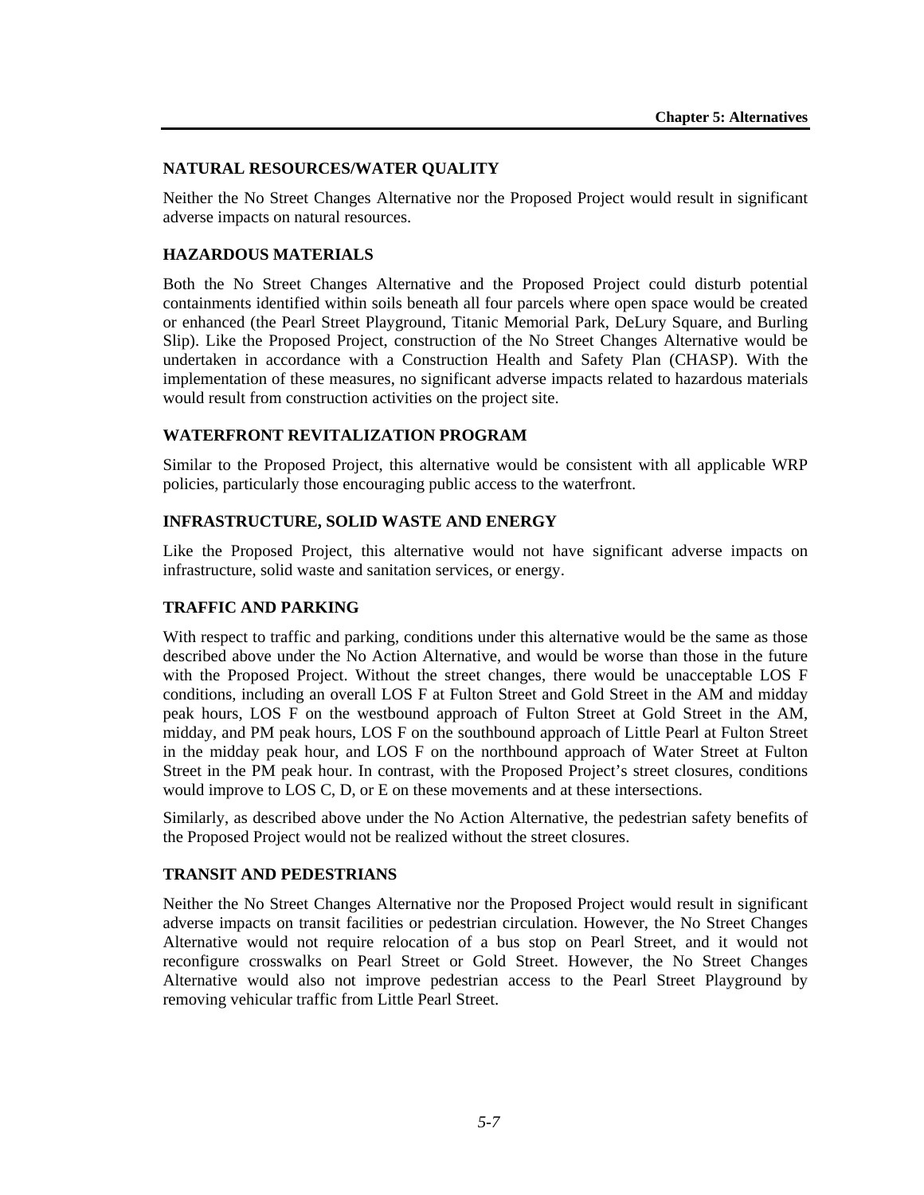### NATURAL RESOURCES/WATER QUALITY

Neither the No Street Changes Alternative nor the Proposed Project would result in significant adverse impacts on natural resources.

### HAZARDOUS MATERIALS

Both the No Street Changes Alternative and the Proposed Project could disturb potential containments identified within soils beneath all four parcels where open space would be created or enhanced (the Pearl Street Playground, Titanic Memorial Park, DeLury Square, and Burling Slip). Like the Proposed Project, construction of the No Street Changes Alternative would be undertaken in accordance with a Construction Health and Safety Plan (CHASP). With the implementation of these measures, no significant adverse impacts related to hazardous materials would result from construction activities on the project site.

### WATERFRONT REVITALIZATION PROGRAM

Similar to the Proposed Project, this alternative would be consistent with all applicable WRP policies, particularly those encouraging public access to the waterfront.

### INFRASTRUCTURE, SOLID WASTE AND ENERGY

Like the Proposed Project, this alternative would not have significant adverse impacts on infrastructure, solid waste and sanitation services, or energy.

### TRAFFIC AND PARKING

With respect to traffic and parking, conditions under this alternative would be the same as those described above under the No Action Alternative, and would be worse than those in the future with the Proposed Project. Without the street changes, there would be unacceptable LOS F conditions, including an overall LOS F at Fulton Street and Gold Street in the AM and midday peak hours, LOS F on the westbound approach of Fulton Street at Gold Street in the AM, midday, and PM peak hours, LOS F on the southbound approach of Little Pearl at Fulton Street in the midday peak hour, and LOS F on the northbound approach of Water Street at Fulton Street in the PM peak hour. In contrast, with the Proposed Project's street closures, conditions would improve to LOS C, D, or E on these movements and at these intersections.

Similarly, as described above under the No Action Alternative, the pedestrian safety benefits of the Proposed Project would not be realized without the street closures.

### TRANSIT AND PEDESTRIANS

Neither the No Street Changes Alternative nor the Proposed Project would result in significant adverse impacts on transit facilities or pedestrian circulation. However, the No Street Changes Alternative would not require relocation of a bus stop on Pearl Street, and it would not reconfigure crosswalks on Pearl Street or Gold Street. However, the No Street Changes Alternative would also not improve pedestrian access to the Pearl Street Playground by removing vehicular traffic from Little Pearl Street.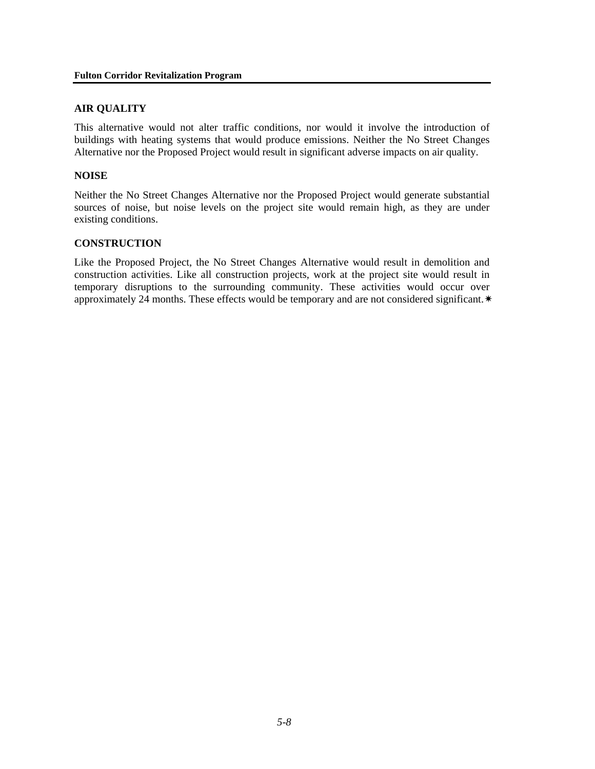## AIR QUALITY

This alternative would not alter traffic conditions, nor would it involve the introduction of buildings with heating systems that would produce emissions. Neither the No Street Changes Alternative nor the Proposed Project would result in significant adverse impacts on air quality.

## NOISE

Neither the No Street Changes Alternative nor the Proposed Project would generate substantial sources of noise, but noise levels on the project site would remain high, as they are under existing conditions.

## CONSTRUCTION

Like the Proposed Project, the No Street Changes Alternative would result in demolition and construction activities. Like all construction projects, work at the project site would result in temporary disruptions to the surrounding community. These activities would occur over approximately 24 months. These effects would be temporary and are not considered significant.✷